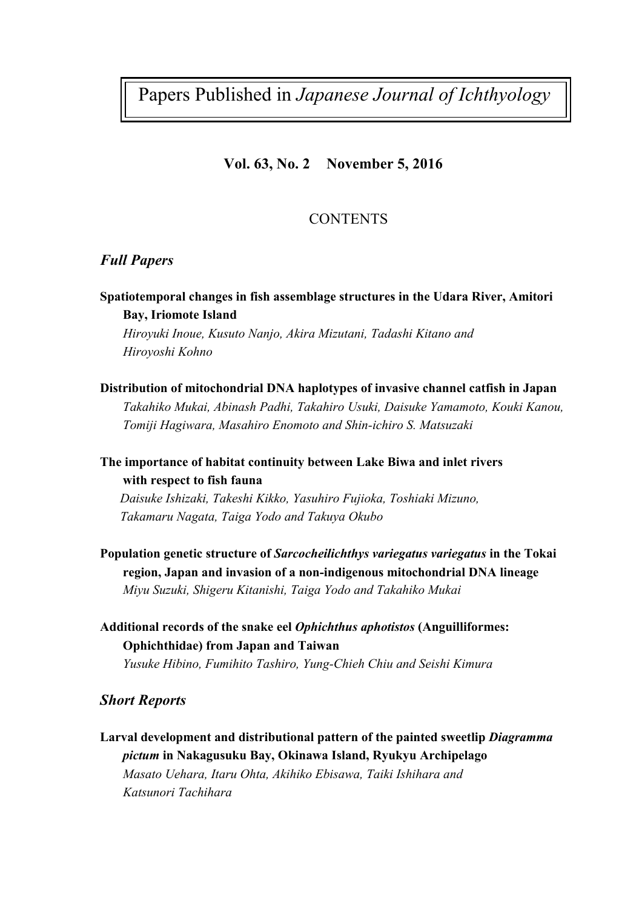# Papers Published in *Japanese Journal of Ichthyology*

**Vol. 63, No. 2 November 5, 2016**

CONTENTS

## *Full Papers*

**Spatiotemporal changes in fish assemblage structures in the Udara River, Amitori Bay, Iriomote Island**
*Hiroyuki Inoue, Kusuto Nanjo, Akira Mizutani, Tadashi Kitano and Hiroyoshi Kohno*

**Distribution of mitochondrial DNA haplotypes of invasive channel catfish in Japan**
*Takahiko Mukai, Abinash Padhi, Takahiro Usuki, Daisuke Yamamoto, Kouki Kanou, Tomiji Hagiwara, Masahiro Enomoto and Shin-ichiro S. Matsuzaki*

**The importance of habitat continuity between Lake Biwa and inlet rivers with respect to fish fauna**
*Daisuke Ishizaki, Takeshi Kikko, Yasuhiro Fujioka, Toshiaki Mizuno, Takamaru Nagata, Taiga Yodo and Takuya Okubo*

**Population genetic structure of *Sarcocheilichthys variegatus variegatus* in the Tokai region, Japan and invasion of a non-indigenous mitochondrial DNA lineage**
*Miyu Suzuki, Shigeru Kitanishi, Taiga Yodo and Takahiko Mukai*

**Additional records of the snake eel *Ophichthus aphotistos* (Anguilliformes: Ophichthidae) from Japan and Taiwan**
*Yusuke Hibino, Fumihito Tashiro, Yung-Chieh Chiu and Seishi Kimura*

## *Short Reports*

**Larval development and distributional pattern of the painted sweetlip *Diagramma pictum* in Nakagusuku Bay, Okinawa Island, Ryukyu Archipelago**
*Masato Uehara, Itaru Ohta, Akihiko Ebisawa, Taiki Ishihara and Katsunori Tachihara*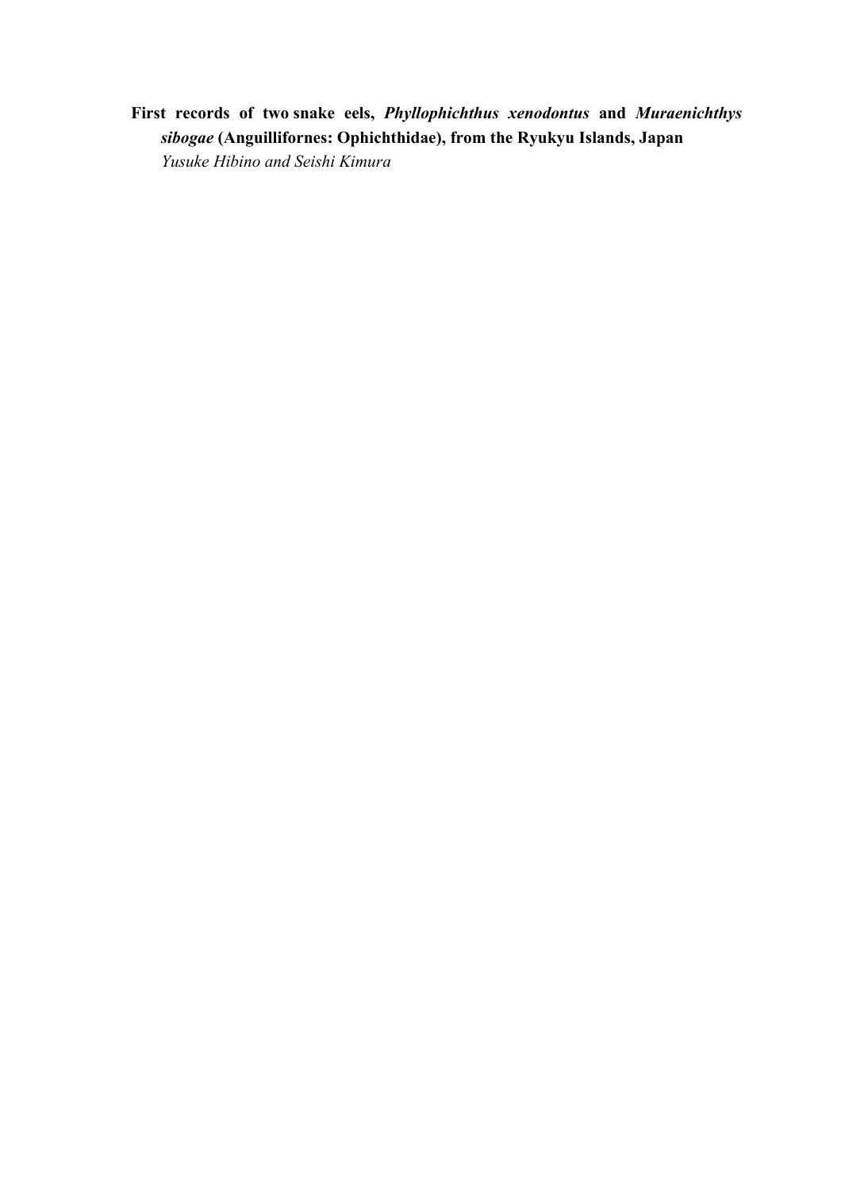**First records of two snake eels, *Phyllophichthus xenodontus* and *Muraenichthys sibogae* (Anguillifornes: Ophichthidae), from the Ryukyu Islands, Japan**

*Yusuke Hibino and Seishi Kimura*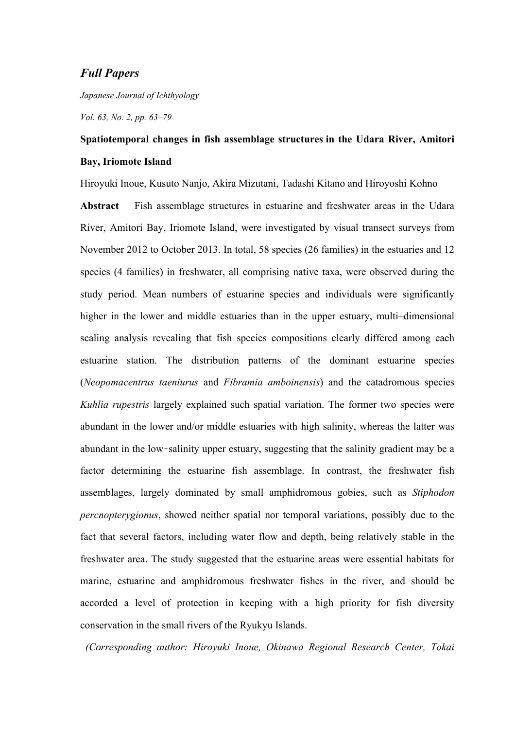*Full Papers*

*Japanese Journal of Ichthyology*

*Vol. 63, No. 2, pp. 63–79*

**Spatiotemporal changes in fish assemblage structures in the Udara River, Amitori Bay, Iriomote Island**

Hiroyuki Inoue, Kusuto Nanjo, Akira Mizutani, Tadashi Kitano and Hiroyoshi Kohno

**Abstract** Fish assemblage structures in estuarine and freshwater areas in the Udara River, Amitori Bay, Iriomote Island, were investigated by visual transect surveys from November 2012 to October 2013. In total, 58 species (26 families) in the estuaries and 12 species (4 families) in freshwater, all comprising native taxa, were observed during the study period. Mean numbers of estuarine species and individuals were significantly higher in the lower and middle estuaries than in the upper estuary, multi–dimensional scaling analysis revealing that fish species compositions clearly differed among each estuarine station. The distribution patterns of the dominant estuarine species (*Neopomacentrus taeniurus* and *Fibramia amboinensis*) and the catadromous species *Kuhlia rupestris* largely explained such spatial variation. The former two species were abundant in the lower and/or middle estuaries with high salinity, whereas the latter was abundant in the low-salinity upper estuary, suggesting that the salinity gradient may be a factor determining the estuarine fish assemblage. In contrast, the freshwater fish assemblages, largely dominated by small amphidromous gobies, such as *Stiphodon percnopterygionus*, showed neither spatial nor temporal variations, possibly due to the fact that several factors, including water flow and depth, being relatively stable in the freshwater area. The study suggested that the estuarine areas were essential habitats for marine, estuarine and amphidromous freshwater fishes in the river, and should be accorded a level of protection in keeping with a high priority for fish diversity conservation in the small rivers of the Ryukyu Islands.

*(Corresponding author: Hiroyuki Inoue, Okinawa Regional Research Center, Tokai*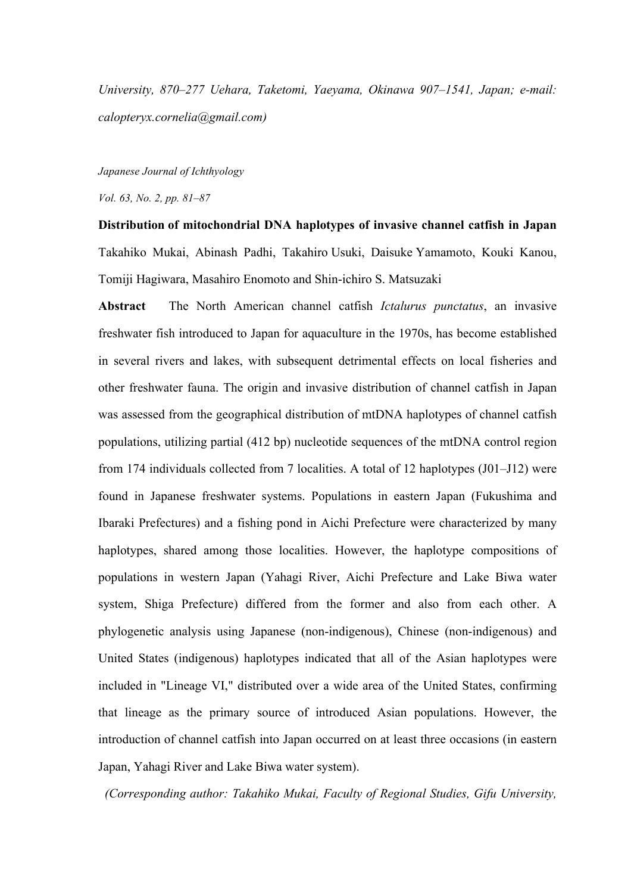*University, 870–277 Uehara, Taketomi, Yaeyama, Okinawa 907–1541, Japan; e-mail: calopteryx.cornelia@gmail.com)*

*Japanese Journal of Ichthyology*

*Vol. 63, No. 2, pp. 81–87*

**Distribution of mitochondrial DNA haplotypes of invasive channel catfish in Japan**

Takahiko Mukai, Abinash Padhi, Takahiro Usuki, Daisuke Yamamoto, Kouki Kanou, Tomiji Hagiwara, Masahiro Enomoto and Shin-ichiro S. Matsuzaki

**Abstract** The North American channel catfish *Ictalurus punctatus*, an invasive freshwater fish introduced to Japan for aquaculture in the 1970s, has become established in several rivers and lakes, with subsequent detrimental effects on local fisheries and other freshwater fauna. The origin and invasive distribution of channel catfish in Japan was assessed from the geographical distribution of mtDNA haplotypes of channel catfish populations, utilizing partial (412 bp) nucleotide sequences of the mtDNA control region from 174 individuals collected from 7 localities. A total of 12 haplotypes (J01–J12) were found in Japanese freshwater systems. Populations in eastern Japan (Fukushima and Ibaraki Prefectures) and a fishing pond in Aichi Prefecture were characterized by many haplotypes, shared among those localities. However, the haplotype compositions of populations in western Japan (Yahagi River, Aichi Prefecture and Lake Biwa water system, Shiga Prefecture) differed from the former and also from each other. A phylogenetic analysis using Japanese (non-indigenous), Chinese (non-indigenous) and United States (indigenous) haplotypes indicated that all of the Asian haplotypes were included in "Lineage VI," distributed over a wide area of the United States, confirming that lineage as the primary source of introduced Asian populations. However, the introduction of channel catfish into Japan occurred on at least three occasions (in eastern Japan, Yahagi River and Lake Biwa water system).

*(Corresponding author: Takahiko Mukai, Faculty of Regional Studies, Gifu University,*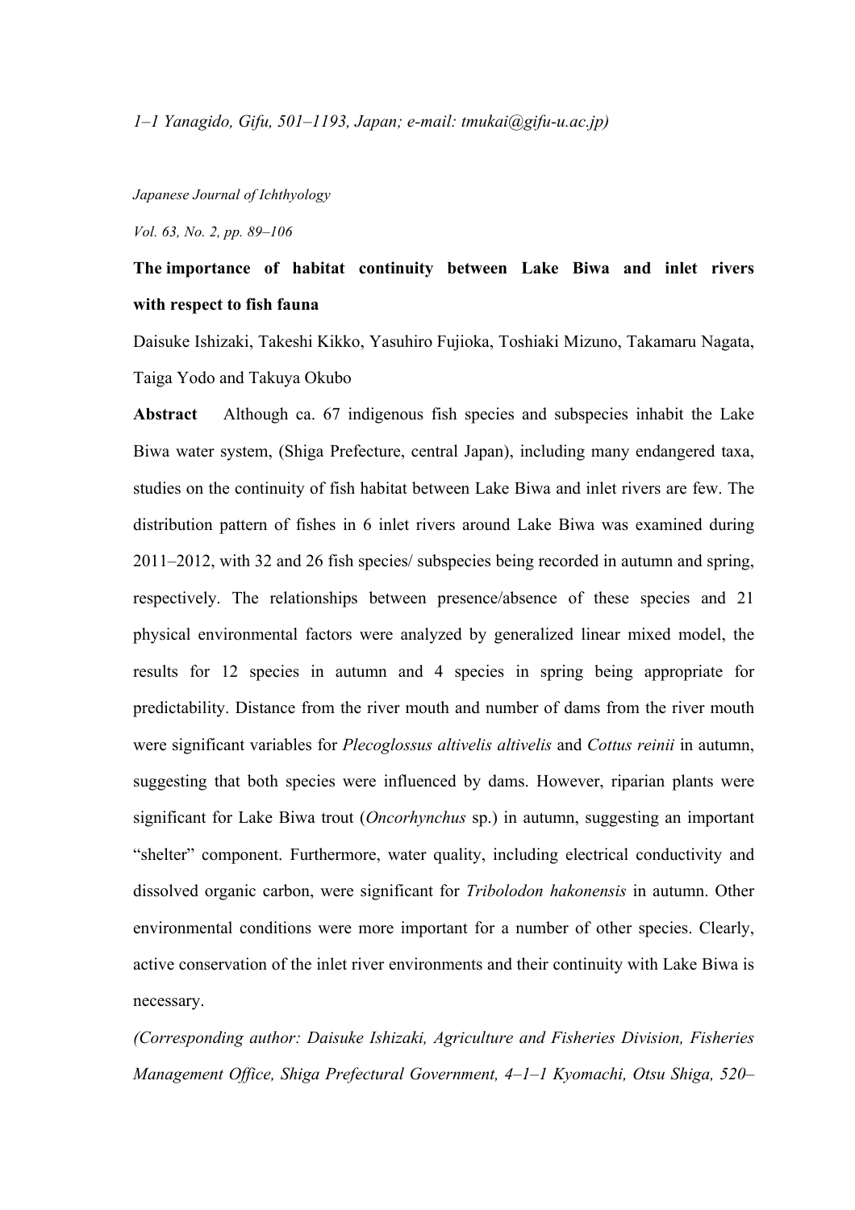*1–1 Yanagido, Gifu, 501–1193, Japan; e-mail: tmukai@gifu-u.ac.jp)*

*Japanese Journal of Ichthyology*

*Vol. 63, No. 2, pp. 89–106*

**The importance of habitat continuity between Lake Biwa and inlet rivers with respect to fish fauna**

Daisuke Ishizaki, Takeshi Kikko, Yasuhiro Fujioka, Toshiaki Mizuno, Takamaru Nagata, Taiga Yodo and Takuya Okubo

**Abstract** Although ca. 67 indigenous fish species and subspecies inhabit the Lake Biwa water system, (Shiga Prefecture, central Japan), including many endangered taxa, studies on the continuity of fish habitat between Lake Biwa and inlet rivers are few. The distribution pattern of fishes in 6 inlet rivers around Lake Biwa was examined during 2011–2012, with 32 and 26 fish species/ subspecies being recorded in autumn and spring, respectively. The relationships between presence/absence of these species and 21 physical environmental factors were analyzed by generalized linear mixed model, the results for 12 species in autumn and 4 species in spring being appropriate for predictability. Distance from the river mouth and number of dams from the river mouth were significant variables for *Plecoglossus altivelis altivelis* and *Cottus reinii* in autumn, suggesting that both species were influenced by dams. However, riparian plants were significant for Lake Biwa trout (*Oncorhynchus* sp.) in autumn, suggesting an important "shelter" component. Furthermore, water quality, including electrical conductivity and dissolved organic carbon, were significant for *Tribolodon hakonensis* in autumn. Other environmental conditions were more important for a number of other species. Clearly, active conservation of the inlet river environments and their continuity with Lake Biwa is necessary.

*(Corresponding author: Daisuke Ishizaki, Agriculture and Fisheries Division, Fisheries Management Office, Shiga Prefectural Government, 4–1–1 Kyomachi, Otsu Shiga, 520–*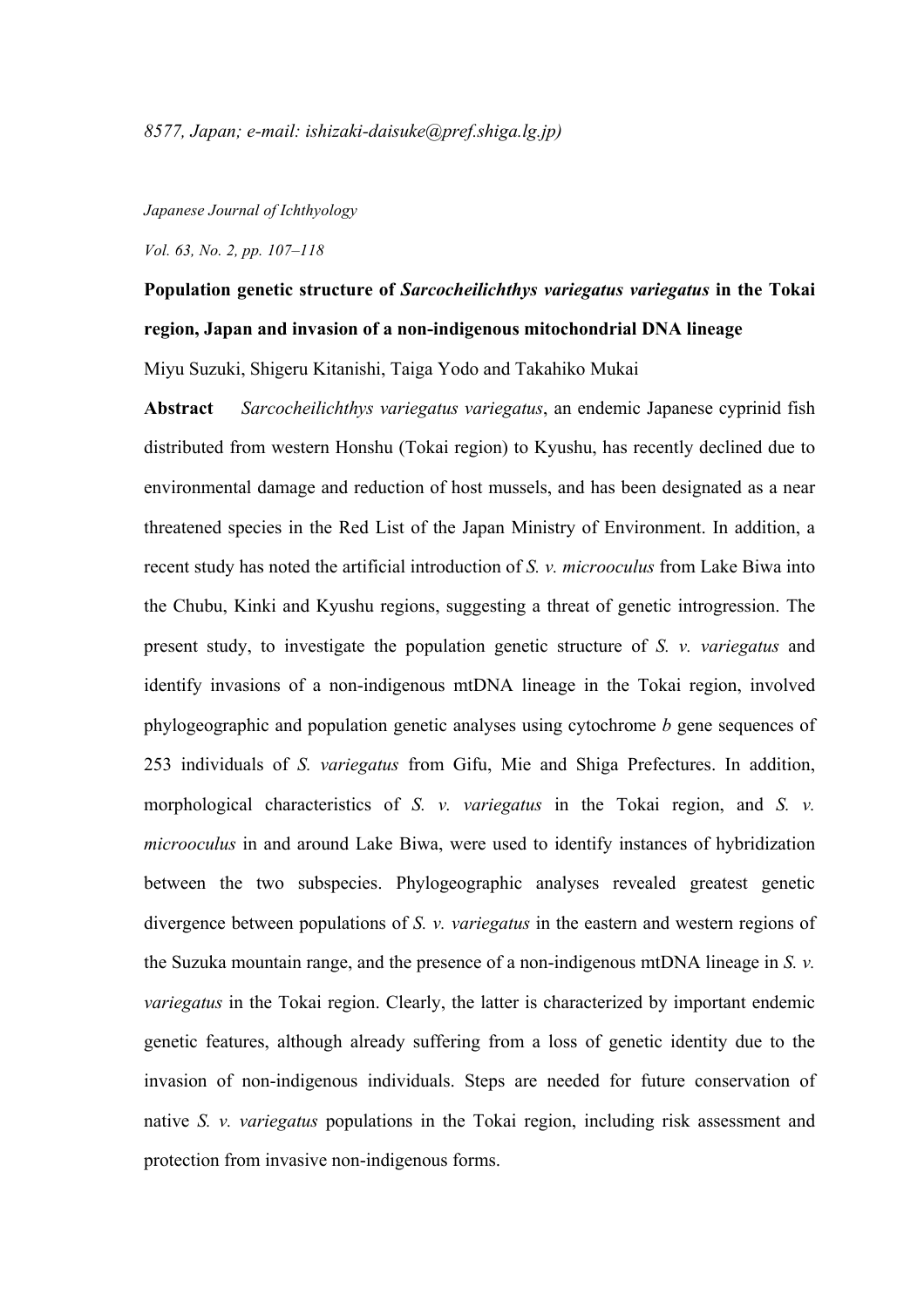8577, Japan; e-mail: ishizaki-daisuke@pref.shiga.lg.jp)

*Japanese Journal of Ichthyology*

*Vol. 63, No. 2, pp. 107–118*

**Population genetic structure of *Sarcocheilichthys variegatus variegatus* in the Tokai region, Japan and invasion of a non-indigenous mitochondrial DNA lineage**

Miyu Suzuki, Shigeru Kitanishi, Taiga Yodo and Takahiko Mukai

**Abstract** *Sarcocheilichthys variegatus variegatus*, an endemic Japanese cyprinid fish distributed from western Honshu (Tokai region) to Kyushu, has recently declined due to environmental damage and reduction of host mussels, and has been designated as a near threatened species in the Red List of the Japan Ministry of Environment. In addition, a recent study has noted the artificial introduction of *S. v. microoculus* from Lake Biwa into the Chubu, Kinki and Kyushu regions, suggesting a threat of genetic introgression. The present study, to investigate the population genetic structure of *S. v. variegatus* and identify invasions of a non-indigenous mtDNA lineage in the Tokai region, involved phylogeographic and population genetic analyses using cytochrome *b* gene sequences of 253 individuals of *S. variegatus* from Gifu, Mie and Shiga Prefectures. In addition, morphological characteristics of *S. v. variegatus* in the Tokai region, and *S. v. microoculus* in and around Lake Biwa, were used to identify instances of hybridization between the two subspecies. Phylogeographic analyses revealed greatest genetic divergence between populations of *S. v. variegatus* in the eastern and western regions of the Suzuka mountain range, and the presence of a non-indigenous mtDNA lineage in *S. v. variegatus* in the Tokai region. Clearly, the latter is characterized by important endemic genetic features, although already suffering from a loss of genetic identity due to the invasion of non-indigenous individuals. Steps are needed for future conservation of native *S. v. variegatus* populations in the Tokai region, including risk assessment and protection from invasive non-indigenous forms.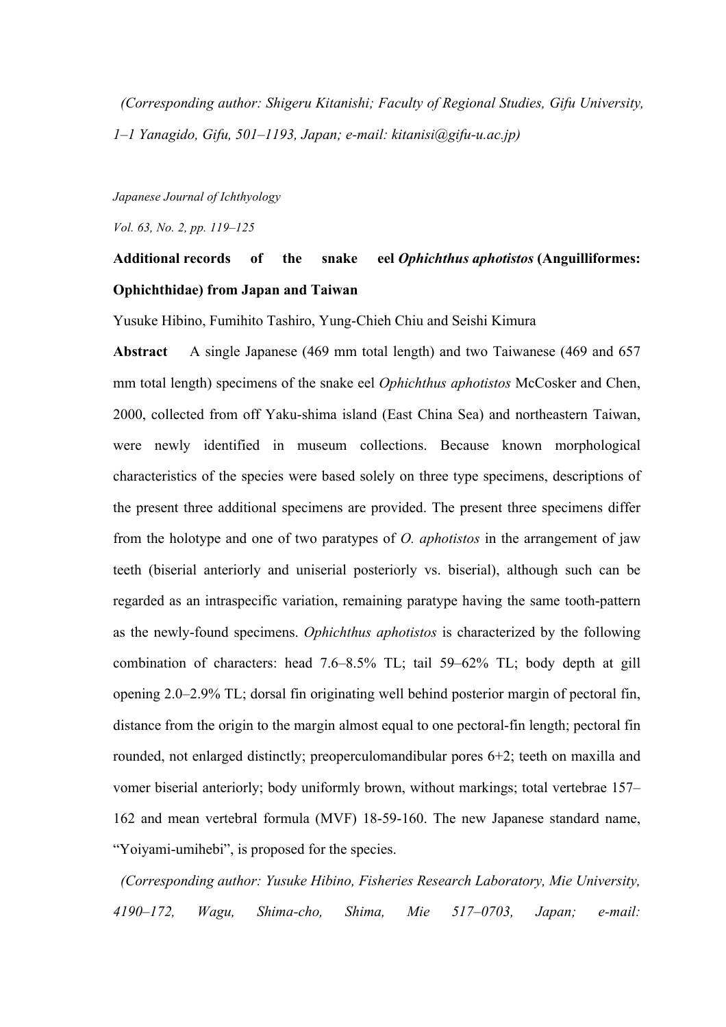(*Corresponding author: Shigeru Kitanishi; Faculty of Regional Studies, Gifu University, 1–1 Yanagido, Gifu, 501–1193, Japan; e-mail: kitanisi@gifu-u.ac.jp)*

*Japanese Journal of Ichthyology*

*Vol. 63, No. 2, pp. 119–125*

**Additional records of the snake eel *Ophichthus aphotistos* (Anguilliformes: Ophichthidae) from Japan and Taiwan**

Yusuke Hibino, Fumihito Tashiro, Yung-Chieh Chiu and Seishi Kimura

**Abstract** A single Japanese (469 mm total length) and two Taiwanese (469 and 657 mm total length) specimens of the snake eel *Ophichthus aphotistos* McCosker and Chen, 2000, collected from off Yaku-shima island (East China Sea) and northeastern Taiwan, were newly identified in museum collections. Because known morphological characteristics of the species were based solely on three type specimens, descriptions of the present three additional specimens are provided. The present three specimens differ from the holotype and one of two paratypes of *O. aphotistos* in the arrangement of jaw teeth (biserial anteriorly and uniserial posteriorly vs. biserial), although such can be regarded as an intraspecific variation, remaining paratype having the same tooth-pattern as the newly-found specimens. *Ophichthus aphotistos* is characterized by the following combination of characters: head 7.6–8.5% TL; tail 59–62% TL; body depth at gill opening 2.0–2.9% TL; dorsal fin originating well behind posterior margin of pectoral fin, distance from the origin to the margin almost equal to one pectoral-fin length; pectoral fin rounded, not enlarged distinctly; preoperculomandibular pores 6+2; teeth on maxilla and vomer biserial anteriorly; body uniformly brown, without markings; total vertebrae 157–162 and mean vertebral formula (MVF) 18-59-160. The new Japanese standard name, "Yoiyami-umihebi", is proposed for the species.

(*Corresponding author: Yusuke Hibino, Fisheries Research Laboratory, Mie University, 4190–172, Wagu, Shima-cho, Shima, Mie 517–0703, Japan; e-mail:*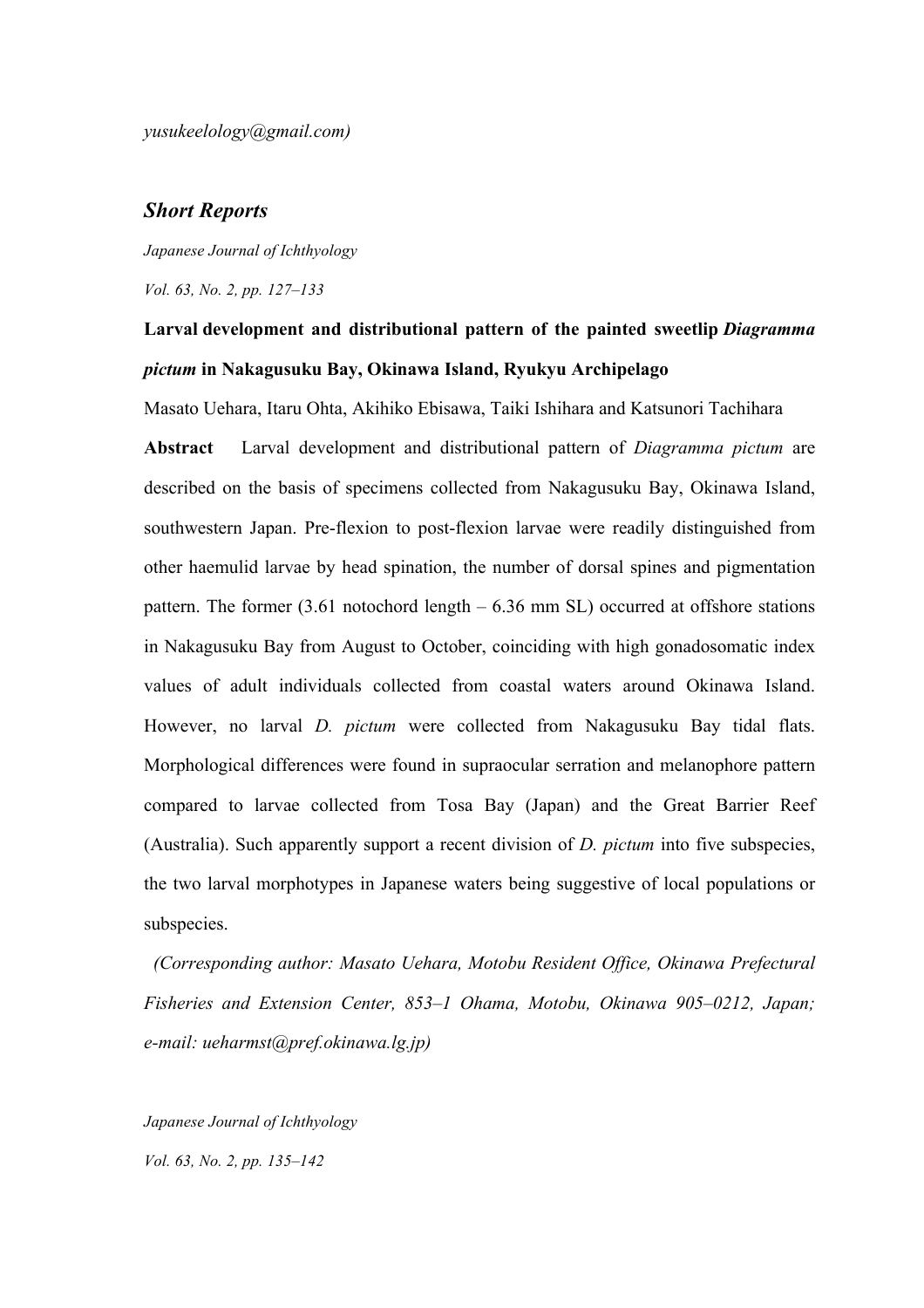yusukeelology@gmail.com)

## *Short Reports*

*Japanese Journal of Ichthyology*

*Vol. 63, No. 2, pp. 127–133*

**Larval development and distributional pattern of the painted sweetlip *Diagramma pictum* in Nakagusuku Bay, Okinawa Island, Ryukyu Archipelago**

Masato Uehara, Itaru Ohta, Akihiko Ebisawa, Taiki Ishihara and Katsunori Tachihara

**Abstract** Larval development and distributional pattern of *Diagramma pictum* are described on the basis of specimens collected from Nakagusuku Bay, Okinawa Island, southwestern Japan. Pre-flexion to post-flexion larvae were readily distinguished from other haemulid larvae by head spination, the number of dorsal spines and pigmentation pattern. The former (3.61 notochord length – 6.36 mm SL) occurred at offshore stations in Nakagusuku Bay from August to October, coinciding with high gonadosomatic index values of adult individuals collected from coastal waters around Okinawa Island. However, no larval *D. pictum* were collected from Nakagusuku Bay tidal flats. Morphological differences were found in supraocular serration and melanophore pattern compared to larvae collected from Tosa Bay (Japan) and the Great Barrier Reef (Australia). Such apparently support a recent division of *D. pictum* into five subspecies, the two larval morphotypes in Japanese waters being suggestive of local populations or subspecies.

*(Corresponding author: Masato Uehara, Motobu Resident Office, Okinawa Prefectural Fisheries and Extension Center, 853–1 Ohama, Motobu, Okinawa 905–0212, Japan; e-mail: ueharmst@pref.okinawa.lg.jp)*

*Japanese Journal of Ichthyology*

*Vol. 63, No. 2, pp. 135–142*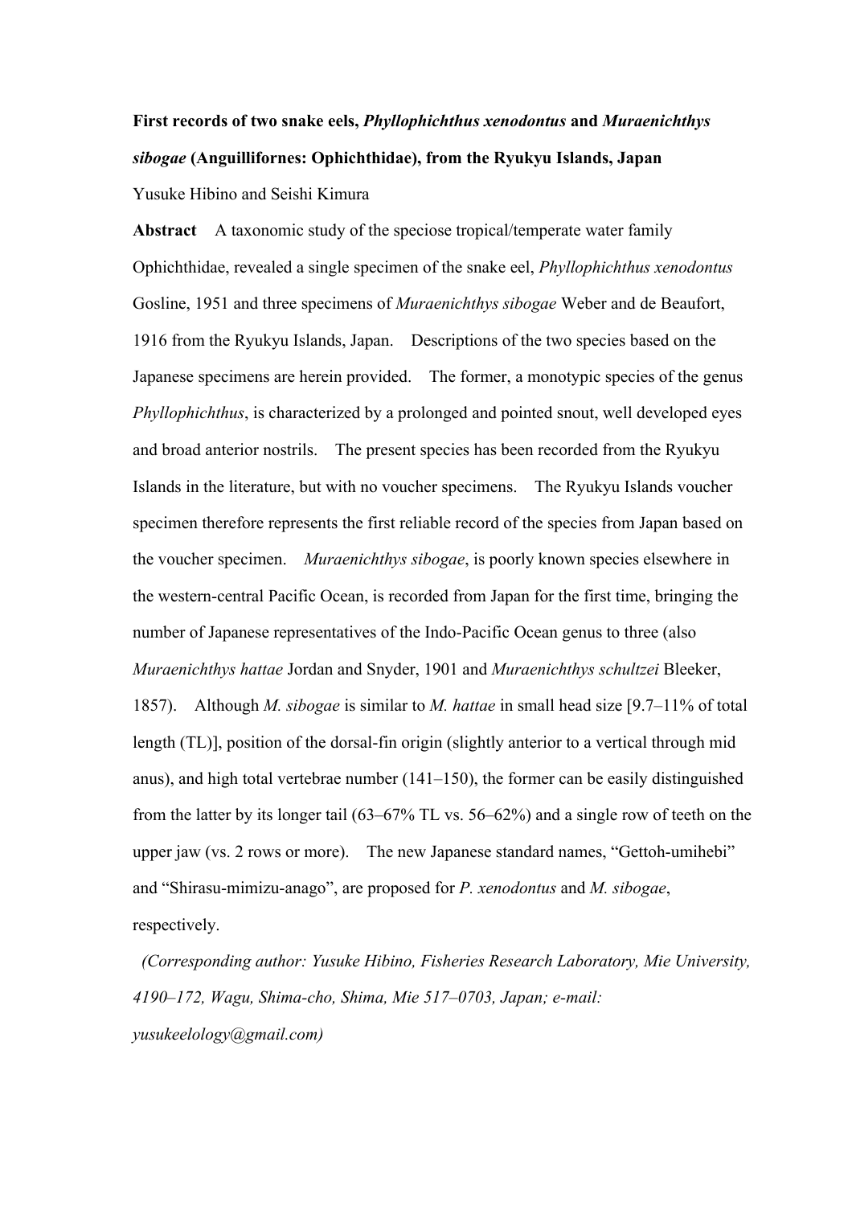**First records of two snake eels, *Phyllophichthus xenodontus* and *Muraenichthys sibogae* (Anguillifornes: Ophichthidae), from the Ryukyu Islands, Japan**

Yusuke Hibino and Seishi Kimura

**Abstract** A taxonomic study of the speciose tropical/temperate water family Ophichthidae, revealed a single specimen of the snake eel, *Phyllophichthus xenodontus* Gosline, 1951 and three specimens of *Muraenichthys sibogae* Weber and de Beaufort, 1916 from the Ryukyu Islands, Japan. Descriptions of the two species based on the Japanese specimens are herein provided. The former, a monotypic species of the genus *Phyllophichthus*, is characterized by a prolonged and pointed snout, well developed eyes and broad anterior nostrils. The present species has been recorded from the Ryukyu Islands in the literature, but with no voucher specimens. The Ryukyu Islands voucher specimen therefore represents the first reliable record of the species from Japan based on the voucher specimen. *Muraenichthys sibogae*, is poorly known species elsewhere in the western-central Pacific Ocean, is recorded from Japan for the first time, bringing the number of Japanese representatives of the Indo-Pacific Ocean genus to three (also *Muraenichthys hattae* Jordan and Snyder, 1901 and *Muraenichthys schultzei* Bleeker, 1857). Although *M. sibogae* is similar to *M. hattae* in small head size [9.7–11% of total length (TL)], position of the dorsal-fin origin (slightly anterior to a vertical through mid anus), and high total vertebrae number (141–150), the former can be easily distinguished from the latter by its longer tail (63–67% TL vs. 56–62%) and a single row of teeth on the upper jaw (vs. 2 rows or more). The new Japanese standard names, "Gettoh-umihebi" and "Shirasu-mimizu-anago", are proposed for *P. xenodontus* and *M. sibogae*, respectively.

*(Corresponding author: Yusuke Hibino, Fisheries Research Laboratory, Mie University, 4190–172, Wagu, Shima-cho, Shima, Mie 517–0703, Japan; e-mail: yusukeelology@gmail.com)*